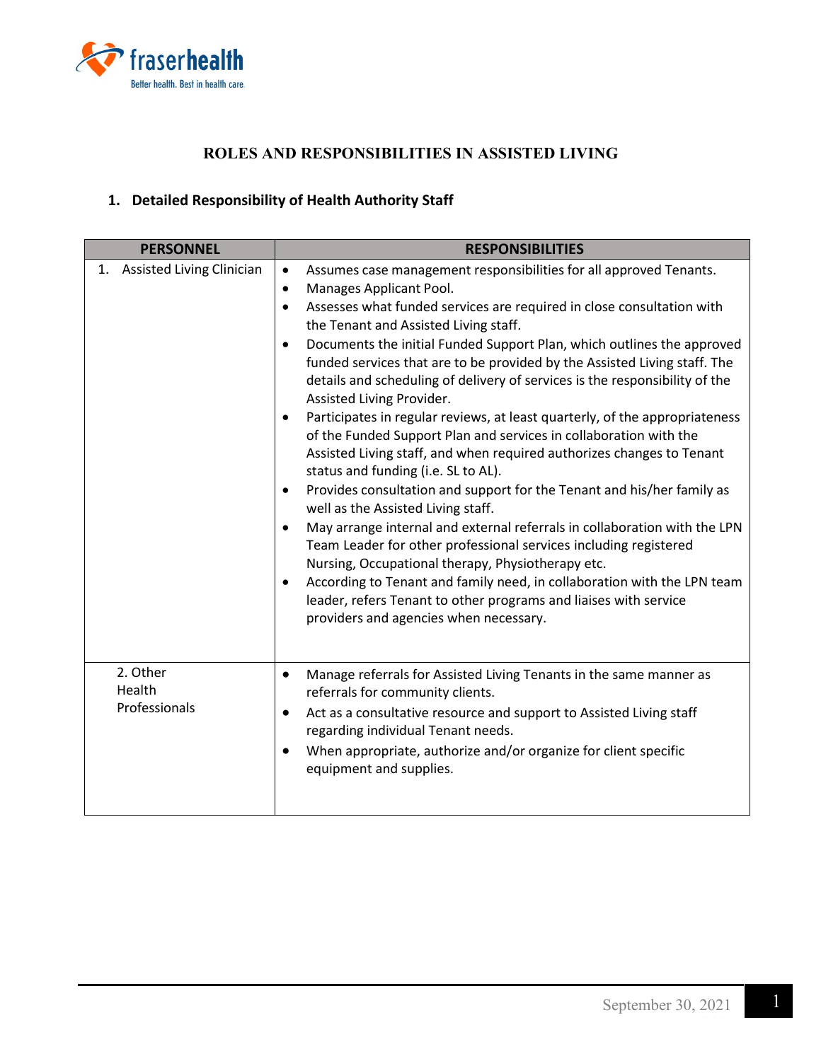# ROLES AND RESPONSIBILITIES IN ASSISTED LIVING

## 1. Detailed Responsibility of Health Authority Staff

| PERSONNEL | RESPONSIBILITIES |
|---|---|
| 1. Assisted Living Clinician | • Assumes case management responsibilities for all approved Tenants.<br>• Manages Applicant Pool.<br>• Assesses what funded services are required in close consultation with the Tenant and Assisted Living staff.<br>• Documents the initial Funded Support Plan, which outlines the approved funded services that are to be provided by the Assisted Living staff. The details and scheduling of delivery of services is the responsibility of the Assisted Living Provider.<br>• Participates in regular reviews, at least quarterly, of the appropriateness of the Funded Support Plan and services in collaboration with the Assisted Living staff, and when required authorizes changes to Tenant status and funding (i.e. SL to AL).<br>• Provides consultation and support for the Tenant and his/her family as well as the Assisted Living staff.<br>• May arrange internal and external referrals in collaboration with the LPN Team Leader for other professional services including registered Nursing, Occupational therapy, Physiotherapy etc.<br>• According to Tenant and family need, in collaboration with the LPN team leader, refers Tenant to other programs and liaises with service providers and agencies when necessary. |
| 2. Other Health Professionals | • Manage referrals for Assisted Living Tenants in the same manner as referrals for community clients.<br>• Act as a consultative resource and support to Assisted Living staff regarding individual Tenant needs.<br>• When appropriate, authorize and/or organize for client specific equipment and supplies. |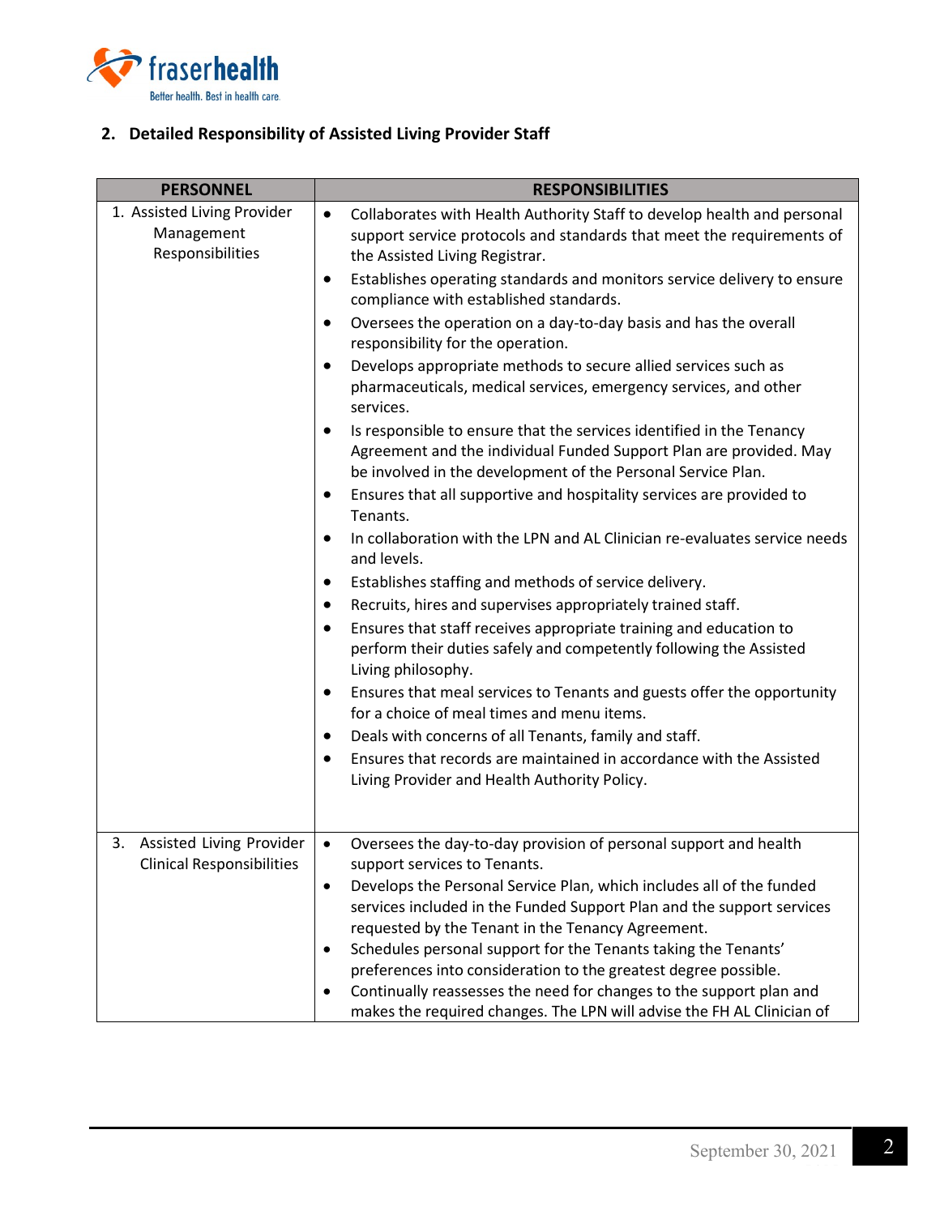## 2. Detailed Responsibility of Assisted Living Provider Staff

| PERSONNEL | RESPONSIBILITIES |
|---|---|
| 1. Assisted Living Provider Management Responsibilities | • Collaborates with Health Authority Staff to develop health and personal support service protocols and standards that meet the requirements of the Assisted Living Registrar.<br>• Establishes operating standards and monitors service delivery to ensure compliance with established standards.<br>• Oversees the operation on a day-to-day basis and has the overall responsibility for the operation.<br>• Develops appropriate methods to secure allied services such as pharmaceuticals, medical services, emergency services, and other services.<br>• Is responsible to ensure that the services identified in the Tenancy Agreement and the individual Funded Support Plan are provided. May be involved in the development of the Personal Service Plan.<br>• Ensures that all supportive and hospitality services are provided to Tenants.<br>• In collaboration with the LPN and AL Clinician re-evaluates service needs and levels.<br>• Establishes staffing and methods of service delivery.<br>• Recruits, hires and supervises appropriately trained staff.<br>• Ensures that staff receives appropriate training and education to perform their duties safely and competently following the Assisted Living philosophy.<br>• Ensures that meal services to Tenants and guests offer the opportunity for a choice of meal times and menu items.<br>• Deals with concerns of all Tenants, family and staff.<br>• Ensures that records are maintained in accordance with the Assisted Living Provider and Health Authority Policy. |
| 3. Assisted Living Provider Clinical Responsibilities | • Oversees the day-to-day provision of personal support and health support services to Tenants.<br>• Develops the Personal Service Plan, which includes all of the funded services included in the Funded Support Plan and the support services requested by the Tenant in the Tenancy Agreement.<br>• Schedules personal support for the Tenants taking the Tenants' preferences into consideration to the greatest degree possible.<br>• Continually reassesses the need for changes to the support plan and makes the required changes. The LPN will advise the FH AL Clinician of |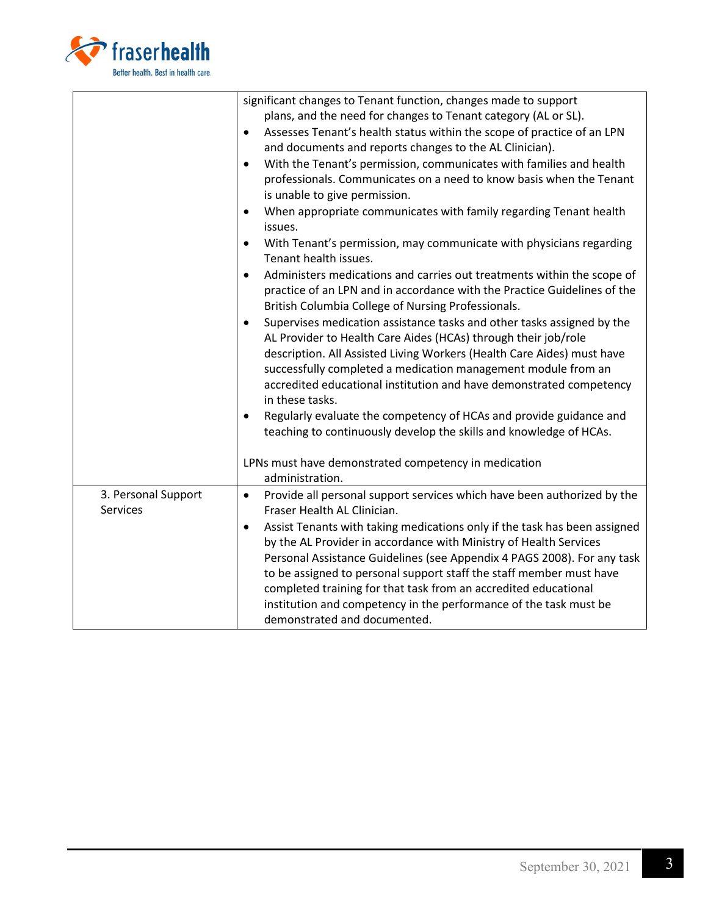| | |
|---|---|
| | significant changes to Tenant function, changes made to support plans, and the need for changes to Tenant category (AL or SL).<br>• Assesses Tenant's health status within the scope of practice of an LPN and documents and reports changes to the AL Clinician).<br>• With the Tenant's permission, communicates with families and health professionals. Communicates on a need to know basis when the Tenant is unable to give permission.<br>• When appropriate communicates with family regarding Tenant health issues.<br>• With Tenant's permission, may communicate with physicians regarding Tenant health issues.<br>• Administers medications and carries out treatments within the scope of practice of an LPN and in accordance with the Practice Guidelines of the British Columbia College of Nursing Professionals.<br>• Supervises medication assistance tasks and other tasks assigned by the AL Provider to Health Care Aides (HCAs) through their job/role description. All Assisted Living Workers (Health Care Aides) must have successfully completed a medication management module from an accredited educational institution and have demonstrated competency in these tasks.<br>• Regularly evaluate the competency of HCAs and provide guidance and teaching to continuously develop the skills and knowledge of HCAs.<br><br>LPNs must have demonstrated competency in medication administration. |
| 3. Personal Support Services | • Provide all personal support services which have been authorized by the Fraser Health AL Clinician.<br>• Assist Tenants with taking medications only if the task has been assigned by the AL Provider in accordance with Ministry of Health Services Personal Assistance Guidelines (see Appendix 4 PAGS 2008). For any task to be assigned to personal support staff the staff member must have completed training for that task from an accredited educational institution and competency in the performance of the task must be demonstrated and documented. |